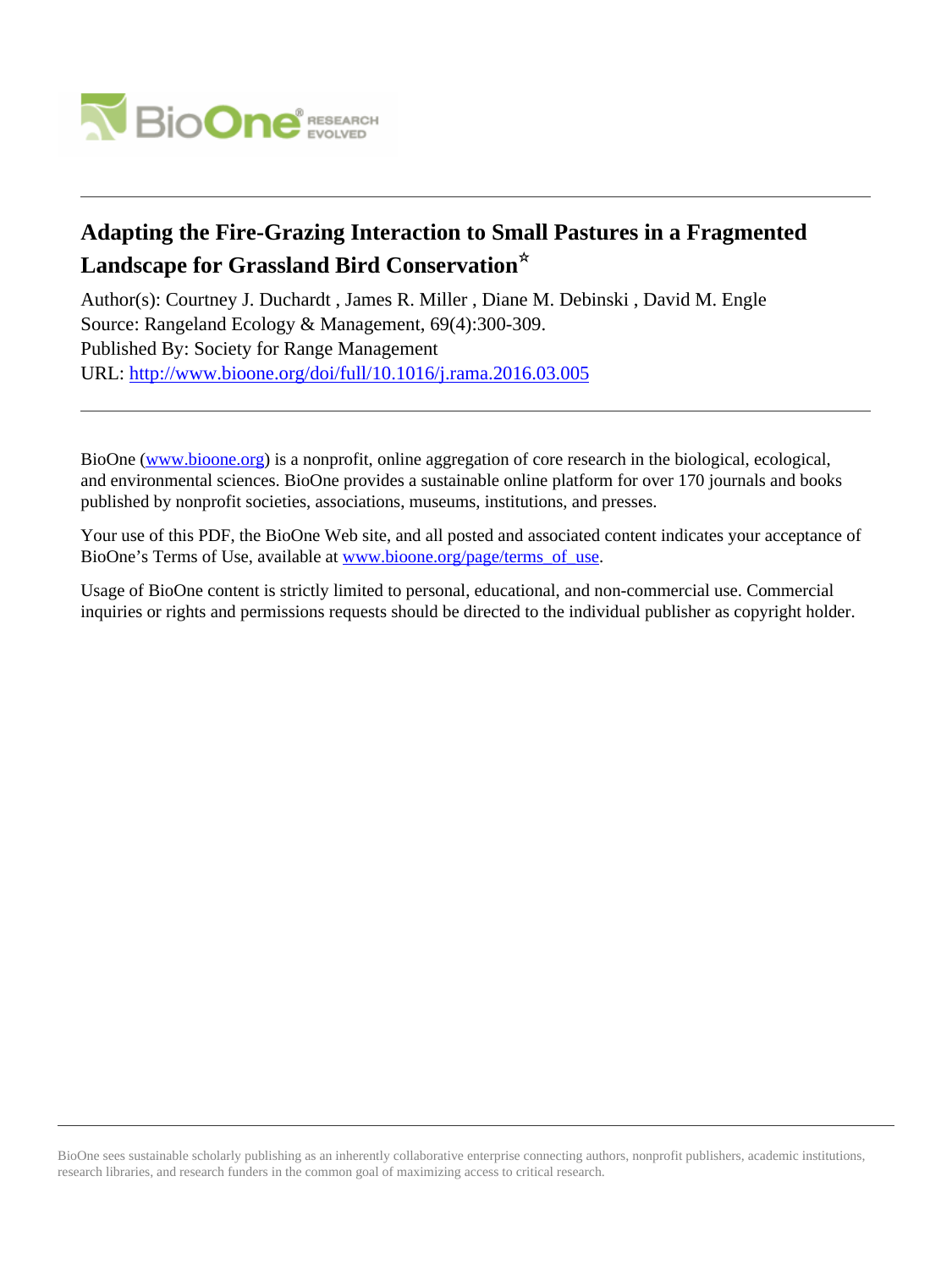# Adapting the Fire-Grazing Interaction to Small Pastures in a Fragmented Landscape for Grassland Bird Conservation☆

Author(s): Courtney J. Duchardt , James R. Miller , Diane M. Debinski , David M. Engle

Source: Rangeland Ecology & Management, 69(4):300-309.

Published By: Society for Range Management

URL: http://www.bioone.org/doi/full/10.1016/j.rama.2016.03.005

---

BioOne (www.bioone.org) is a nonprofit, online aggregation of core research in the biological, ecological, and environmental sciences. BioOne provides a sustainable online platform for over 170 journals and books published by nonprofit societies, associations, museums, institutions, and presses.

Your use of this PDF, the BioOne Web site, and all posted and associated content indicates your acceptance of BioOne's Terms of Use, available at www.bioone.org/page/terms_of_use.

Usage of BioOne content is strictly limited to personal, educational, and non-commercial use. Commercial inquiries or rights and permissions requests should be directed to the individual publisher as copyright holder.

---

BioOne sees sustainable scholarly publishing as an inherently collaborative enterprise connecting authors, nonprofit publishers, academic institutions, research libraries, and research funders in the common goal of maximizing access to critical research.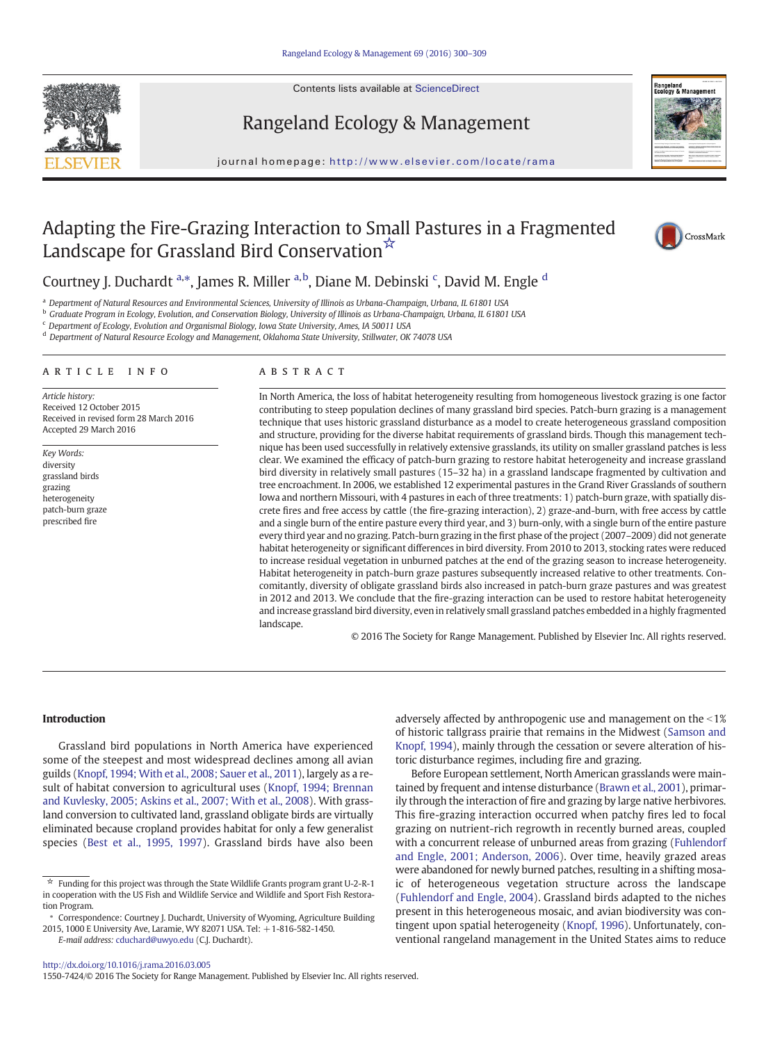# Adapting the Fire-Grazing Interaction to Small Pastures in a Fragmented Landscape for Grassland Bird Conservation☆

Courtney J. Duchardt [a,*], James R. Miller [a,b], Diane M. Debinski [c], David M. Engle [d]

[a] Department of Natural Resources and Environmental Sciences, University of Illinois as Urbana-Champaign, Urbana, IL 61801 USA
[b] Graduate Program in Ecology, Evolution, and Conservation Biology, University of Illinois as Urbana-Champaign, Urbana, IL 61801 USA
[c] Department of Ecology, Evolution and Organismal Biology, Iowa State University, Ames, IA 50011 USA
[d] Department of Natural Resource Ecology and Management, Oklahoma State University, Stillwater, OK 74078 USA

## ARTICLE INFO

*Article history:*
Received 12 October 2015
Received in revised form 28 March 2016
Accepted 29 March 2016

*Key Words:*
diversity
grassland birds
grazing
heterogeneity
patch-burn graze
prescribed fire

## ABSTRACT

In North America, the loss of habitat heterogeneity resulting from homogeneous livestock grazing is one factor contributing to steep population declines of many grassland bird species. Patch-burn grazing is a management technique that uses historic grassland disturbance as a model to create heterogeneous grassland composition and structure, providing for the diverse habitat requirements of grassland birds. Though this management technique has been used successfully in relatively extensive grasslands, its utility on smaller grassland patches is less clear. We examined the efficacy of patch-burn grazing to restore habitat heterogeneity and increase grassland bird diversity in relatively small pastures (15–32 ha) in a grassland landscape fragmented by cultivation and tree encroachment. In 2006, we established 12 experimental pastures in the Grand River Grasslands of southern Iowa and northern Missouri, with 4 pastures in each of three treatments: 1) patch-burn graze, with spatially discrete fires and free access by cattle (the fire-grazing interaction), 2) graze-and-burn, with free access by cattle and a single burn of the entire pasture every third year, and 3) burn-only, with a single burn of the entire pasture every third year and no grazing. Patch-burn grazing in the first phase of the project (2007–2009) did not generate habitat heterogeneity or significant differences in bird diversity. From 2010 to 2013, stocking rates were reduced to increase residual vegetation in unburned patches at the end of the grazing season to increase heterogeneity. Habitat heterogeneity in patch-burn graze pastures subsequently increased relative to other treatments. Concomitantly, diversity of obligate grassland birds also increased in patch-burn graze pastures and was greatest in 2012 and 2013. We conclude that the fire-grazing interaction can be used to restore habitat heterogeneity and increase grassland bird diversity, even in relatively small grassland patches embedded in a highly fragmented landscape.

© 2016 The Society for Range Management. Published by Elsevier Inc. All rights reserved.

## Introduction

Grassland bird populations in North America have experienced some of the steepest and most widespread declines among all avian guilds (Knopf, 1994; With et al., 2008; Sauer et al., 2011), largely as a result of habitat conversion to agricultural uses (Knopf, 1994; Brennan and Kuvlesky, 2005; Askins et al., 2007; With et al., 2008). With grassland conversion to cultivated land, grassland obligate birds are virtually eliminated because cropland provides habitat for only a few generalist species (Best et al., 1995, 1997). Grassland birds have also been adversely affected by anthropogenic use and management on the <1% of historic tallgrass prairie that remains in the Midwest (Samson and Knopf, 1994), mainly through the cessation or severe alteration of historic disturbance regimes, including fire and grazing.

Before European settlement, North American grasslands were maintained by frequent and intense disturbance (Brawn et al., 2001), primarily through the interaction of fire and grazing by large native herbivores. This fire-grazing interaction occurred when patchy fires led to focal grazing on nutrient-rich regrowth in recently burned areas, coupled with a concurrent release of unburned areas from grazing (Fuhlendorf and Engle, 2001; Anderson, 2006). Over time, heavily grazed areas were abandoned for newly burned patches, resulting in a shifting mosaic of heterogeneous vegetation structure across the landscape (Fuhlendorf and Engle, 2004). Grassland birds adapted to the niches present in this heterogeneous mosaic, and avian biodiversity was contingent upon spatial heterogeneity (Knopf, 1996). Unfortunately, conventional rangeland management in the United States aims to reduce

☆ Funding for this project was through the State Wildlife Grants program grant U-2-R-1 in cooperation with the US Fish and Wildlife Service and Wildlife and Sport Fish Restoration Program.

\* Correspondence: Courtney J. Duchardt, University of Wyoming, Agriculture Building 2015, 1000 E University Ave, Laramie, WY 82071 USA. Tel: +1-816-582-1450.
*E-mail address:* cduchard@uwyo.edu (C.J. Duchardt).

http://dx.doi.org/10.1016/j.rama.2016.03.005
1550-7424/© 2016 The Society for Range Management. Published by Elsevier Inc. All rights reserved.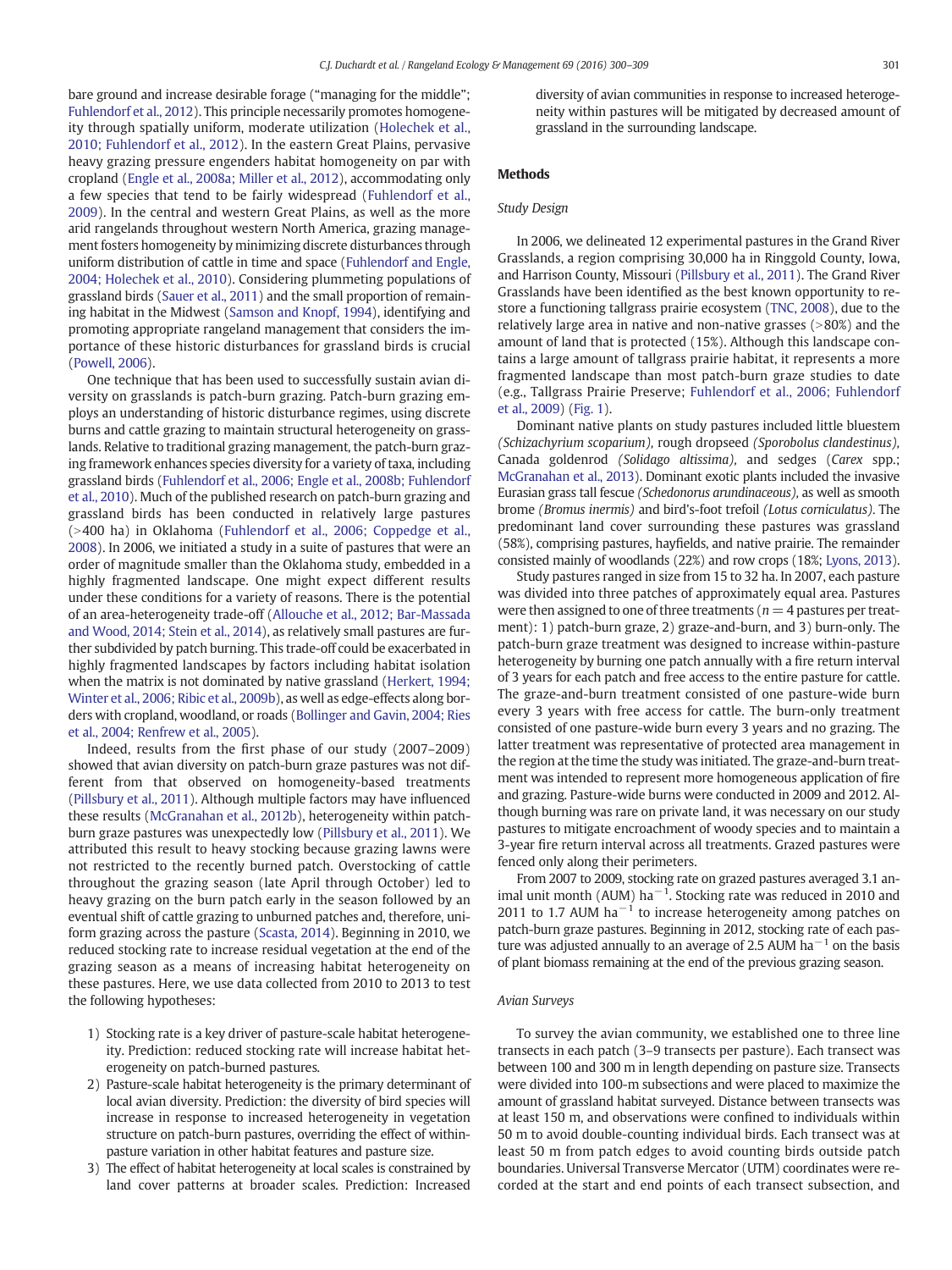bare ground and increase desirable forage ("managing for the middle"; Fuhlendorf et al., 2012). This principle necessarily promotes homogeneity through spatially uniform, moderate utilization (Holechek et al., 2010; Fuhlendorf et al., 2012). In the eastern Great Plains, pervasive heavy grazing pressure engenders habitat homogeneity on par with cropland (Engle et al., 2008a; Miller et al., 2012), accommodating only a few species that tend to be fairly widespread (Fuhlendorf et al., 2009). In the central and western Great Plains, as well as the more arid rangelands throughout western North America, grazing management fosters homogeneity by minimizing discrete disturbances through uniform distribution of cattle in time and space (Fuhlendorf and Engle, 2004; Holechek et al., 2010). Considering plummeting populations of grassland birds (Sauer et al., 2011) and the small proportion of remaining habitat in the Midwest (Samson and Knopf, 1994), identifying and promoting appropriate rangeland management that considers the importance of these historic disturbances for grassland birds is crucial (Powell, 2006).

One technique that has been used to successfully sustain avian diversity on grasslands is patch-burn grazing. Patch-burn grazing employs an understanding of historic disturbance regimes, using discrete burns and cattle grazing to maintain structural heterogeneity on grasslands. Relative to traditional grazing management, the patch-burn grazing framework enhances species diversity for a variety of taxa, including grassland birds (Fuhlendorf et al., 2006; Engle et al., 2008b; Fuhlendorf et al., 2010). Much of the published research on patch-burn grazing and grassland birds has been conducted in relatively large pastures (>400 ha) in Oklahoma (Fuhlendorf et al., 2006; Coppedge et al., 2008). In 2006, we initiated a study in a suite of pastures that were an order of magnitude smaller than the Oklahoma study, embedded in a highly fragmented landscape. One might expect different results under these conditions for a variety of reasons. There is the potential of an area-heterogeneity trade-off (Allouche et al., 2012; Bar-Massada and Wood, 2014; Stein et al., 2014), as relatively small pastures are further subdivided by patch burning. This trade-off could be exacerbated in highly fragmented landscapes by factors including habitat isolation when the matrix is not dominated by native grassland (Herkert, 1994; Winter et al., 2006; Ribic et al., 2009b), as well as edge-effects along borders with cropland, woodland, or roads (Bollinger and Gavin, 2004; Ries et al., 2004; Renfrew et al., 2005).

Indeed, results from the first phase of our study (2007–2009) showed that avian diversity on patch-burn graze pastures was not different from that observed on homogeneity-based treatments (Pillsbury et al., 2011). Although multiple factors may have influenced these results (McGranahan et al., 2012b), heterogeneity within patch-burn graze pastures was unexpectedly low (Pillsbury et al., 2011). We attributed this result to heavy stocking because grazing lawns were not restricted to the recently burned patch. Overstocking of cattle throughout the grazing season (late April through October) led to heavy grazing on the burn patch early in the season followed by an eventual shift of cattle grazing to unburned patches and, therefore, uniform grazing across the pasture (Scasta, 2014). Beginning in 2010, we reduced stocking rate to increase residual vegetation at the end of the grazing season as a means of increasing habitat heterogeneity on these pastures. Here, we use data collected from 2010 to 2013 to test the following hypotheses:

1) Stocking rate is a key driver of pasture-scale habitat heterogeneity. Prediction: reduced stocking rate will increase habitat heterogeneity on patch-burned pastures.
2) Pasture-scale habitat heterogeneity is the primary determinant of local avian diversity. Prediction: the diversity of bird species will increase in response to increased heterogeneity in vegetation structure on patch-burn pastures, overriding the effect of within-pasture variation in other habitat features and pasture size.
3) The effect of habitat heterogeneity at local scales is constrained by land cover patterns at broader scales. Prediction: Increased diversity of avian communities in response to increased heterogeneity within pastures will be mitigated by decreased amount of grassland in the surrounding landscape.

## Methods

### Study Design

In 2006, we delineated 12 experimental pastures in the Grand River Grasslands, a region comprising 30,000 ha in Ringgold County, Iowa, and Harrison County, Missouri (Pillsbury et al., 2011). The Grand River Grasslands have been identified as the best known opportunity to restore a functioning tallgrass prairie ecosystem (TNC, 2008), due to the relatively large area in native and non-native grasses (>80%) and the amount of land that is protected (15%). Although this landscape contains a large amount of tallgrass prairie habitat, it represents a more fragmented landscape than most patch-burn graze studies to date (e.g., Tallgrass Prairie Preserve; Fuhlendorf et al., 2006; Fuhlendorf et al., 2009) (Fig. 1).

Dominant native plants on study pastures included little bluestem *(Schizachyrium scoparium)*, rough dropseed *(Sporobolus clandestinus)*, Canada goldenrod *(Solidago altissima)*, and sedges (*Carex* spp.; McGranahan et al., 2013). Dominant exotic plants included the invasive Eurasian grass tall fescue *(Schedonorus arundinaceous)*, as well as smooth brome *(Bromus inermis)* and bird's-foot trefoil *(Lotus corniculatus)*. The predominant land cover surrounding these pastures was grassland (58%), comprising pastures, hayfields, and native prairie. The remainder consisted mainly of woodlands (22%) and row crops (18%; Lyons, 2013).

Study pastures ranged in size from 15 to 32 ha. In 2007, each pasture was divided into three patches of approximately equal area. Pastures were then assigned to one of three treatments ($n = 4$ pastures per treatment): 1) patch-burn graze, 2) graze-and-burn, and 3) burn-only. The patch-burn graze treatment was designed to increase within-pasture heterogeneity by burning one patch annually with a fire return interval of 3 years for each patch and free access to the entire pasture for cattle. The graze-and-burn treatment consisted of one pasture-wide burn every 3 years with free access for cattle. The burn-only treatment consisted of one pasture-wide burn every 3 years and no grazing. The latter treatment was representative of protected area management in the region at the time the study was initiated. The graze-and-burn treatment was intended to represent more homogeneous application of fire and grazing. Pasture-wide burns were conducted in 2009 and 2012. Although burning was rare on private land, it was necessary on our study pastures to mitigate encroachment of woody species and to maintain a 3-year fire return interval across all treatments. Grazed pastures were fenced only along their perimeters.

From 2007 to 2009, stocking rate on grazed pastures averaged 3.1 animal unit month (AUM) $ha^{-1}$. Stocking rate was reduced in 2010 and 2011 to 1.7 AUM $ha^{-1}$ to increase heterogeneity among patches on patch-burn graze pastures. Beginning in 2012, stocking rate of each pasture was adjusted annually to an average of 2.5 AUM $ha^{-1}$ on the basis of plant biomass remaining at the end of the previous grazing season.

### Avian Surveys

To survey the avian community, we established one to three line transects in each patch (3–9 transects per pasture). Each transect was between 100 and 300 m in length depending on pasture size. Transects were divided into 100-m subsections and were placed to maximize the amount of grassland habitat surveyed. Distance between transects was at least 150 m, and observations were confined to individuals within 50 m to avoid double-counting individual birds. Each transect was at least 50 m from patch edges to avoid counting birds outside patch boundaries. Universal Transverse Mercator (UTM) coordinates were recorded at the start and end points of each transect subsection, and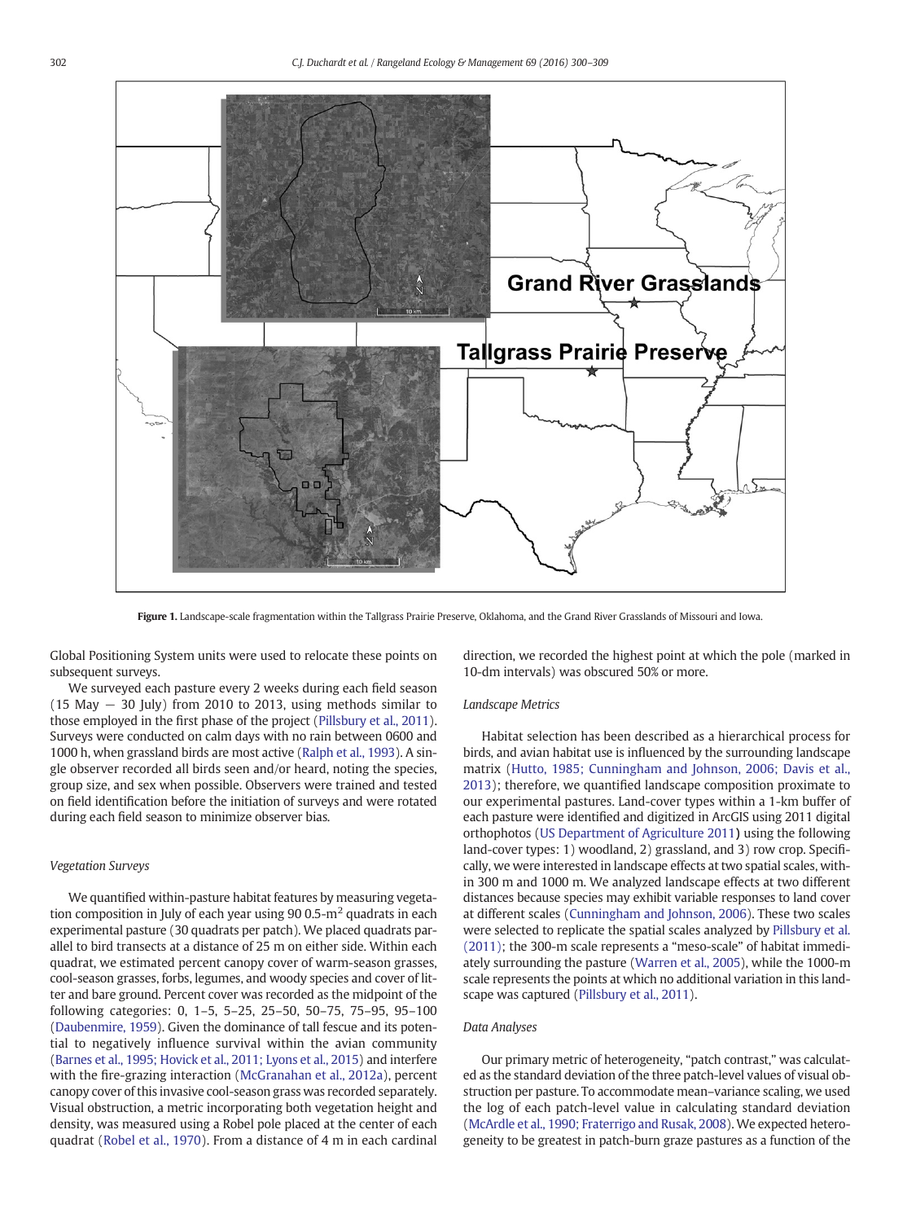Figure 1. Landscape-scale fragmentation within the Tallgrass Prairie Preserve, Oklahoma, and the Grand River Grasslands of Missouri and Iowa.

Global Positioning System units were used to relocate these points on subsequent surveys.

We surveyed each pasture every 2 weeks during each field season (15 May − 30 July) from 2010 to 2013, using methods similar to those employed in the first phase of the project (Pillsbury et al., 2011). Surveys were conducted on calm days with no rain between 0600 and 1000 h, when grassland birds are most active (Ralph et al., 1993). A single observer recorded all birds seen and/or heard, noting the species, group size, and sex when possible. Observers were trained and tested on field identification before the initiation of surveys and were rotated during each field season to minimize observer bias.

### Vegetation Surveys

We quantified within-pasture habitat features by measuring vegetation composition in July of each year using 90 0.5-$m^2$ quadrats in each experimental pasture (30 quadrats per patch). We placed quadrats parallel to bird transects at a distance of 25 m on either side. Within each quadrat, we estimated percent canopy cover of warm-season grasses, cool-season grasses, forbs, legumes, and woody species and cover of litter and bare ground. Percent cover was recorded as the midpoint of the following categories: 0, 1–5, 5–25, 25–50, 50–75, 75–95, 95–100 (Daubenmire, 1959). Given the dominance of tall fescue and its potential to negatively influence survival within the avian community (Barnes et al., 1995; Hovick et al., 2011; Lyons et al., 2015) and interfere with the fire-grazing interaction (McGranahan et al., 2012a), percent canopy cover of this invasive cool-season grass was recorded separately. Visual obstruction, a metric incorporating both vegetation height and density, was measured using a Robel pole placed at the center of each quadrat (Robel et al., 1970). From a distance of 4 m in each cardinal direction, we recorded the highest point at which the pole (marked in 10-dm intervals) was obscured 50% or more.

### Landscape Metrics

Habitat selection has been described as a hierarchical process for birds, and avian habitat use is influenced by the surrounding landscape matrix (Hutto, 1985; Cunningham and Johnson, 2006; Davis et al., 2013); therefore, we quantified landscape composition proximate to our experimental pastures. Land-cover types within a 1-km buffer of each pasture were identified and digitized in ArcGIS using 2011 digital orthophotos (US Department of Agriculture 2011) using the following land-cover types: 1) woodland, 2) grassland, and 3) row crop. Specifically, we were interested in landscape effects at two spatial scales, within 300 m and 1000 m. We analyzed landscape effects at two different distances because species may exhibit variable responses to land cover at different scales (Cunningham and Johnson, 2006). These two scales were selected to replicate the spatial scales analyzed by Pillsbury et al. (2011); the 300-m scale represents a "meso-scale" of habitat immediately surrounding the pasture (Warren et al., 2005), while the 1000-m scale represents the points at which no additional variation in this landscape was captured (Pillsbury et al., 2011).

### Data Analyses

Our primary metric of heterogeneity, "patch contrast," was calculated as the standard deviation of the three patch-level values of visual obstruction per pasture. To accommodate mean–variance scaling, we used the log of each patch-level value in calculating standard deviation (McArdle et al., 1990; Fraterrigo and Rusak, 2008). We expected heterogeneity to be greatest in patch-burn graze pastures as a function of the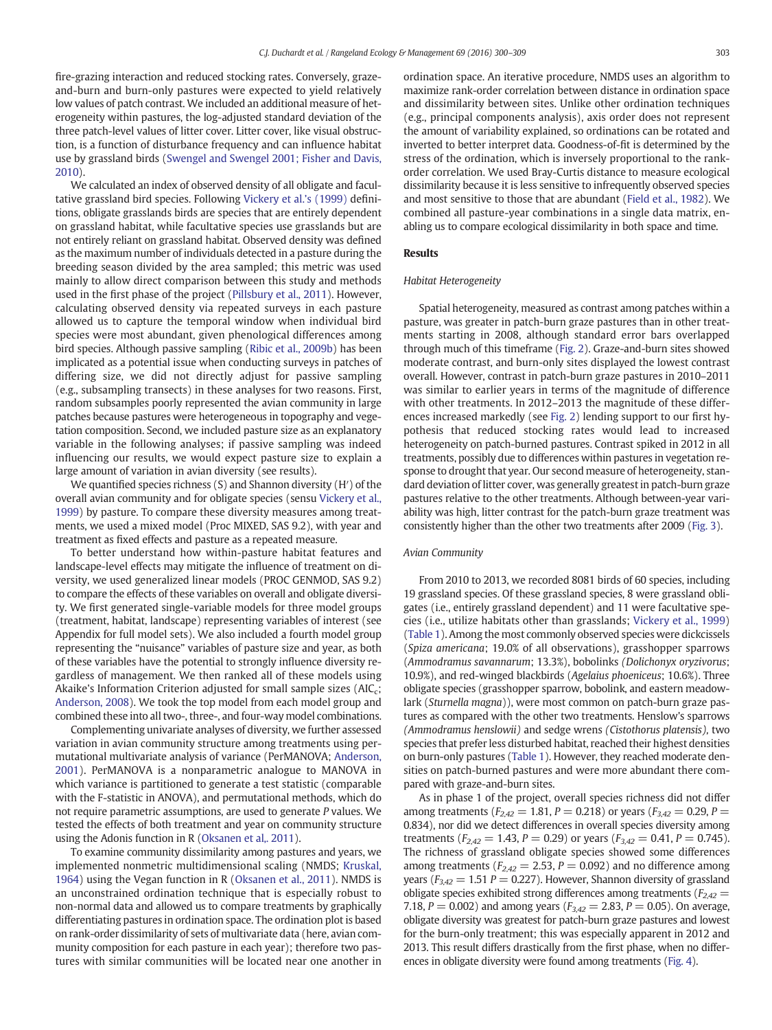fire-grazing interaction and reduced stocking rates. Conversely, graze-and-burn and burn-only pastures were expected to yield relatively low values of patch contrast. We included an additional measure of heterogeneity within pastures, the log-adjusted standard deviation of the three patch-level values of litter cover. Litter cover, like visual obstruction, is a function of disturbance frequency and can influence habitat use by grassland birds (Swengel and Swengel 2001; Fisher and Davis, 2010).

We calculated an index of observed density of all obligate and facultative grassland bird species. Following Vickery et al.'s (1999) definitions, obligate grasslands birds are species that are entirely dependent on grassland habitat, while facultative species use grasslands but are not entirely reliant on grassland habitat. Observed density was defined as the maximum number of individuals detected in a pasture during the breeding season divided by the area sampled; this metric was used mainly to allow direct comparison between this study and methods used in the first phase of the project (Pillsbury et al., 2011). However, calculating observed density via repeated surveys in each pasture allowed us to capture the temporal window when individual bird species were most abundant, given phenological differences among bird species. Although passive sampling (Ribic et al., 2009b) has been implicated as a potential issue when conducting surveys in patches of differing size, we did not directly adjust for passive sampling (e.g., subsampling transects) in these analyses for two reasons. First, random subsamples poorly represented the avian community in large patches because pastures were heterogeneous in topography and vegetation composition. Second, we included pasture size as an explanatory variable in the following analyses; if passive sampling was indeed influencing our results, we would expect pasture size to explain a large amount of variation in avian diversity (see results).

We quantified species richness (S) and Shannon diversity (H′) of the overall avian community and for obligate species (sensu Vickery et al., 1999) by pasture. To compare these diversity measures among treatments, we used a mixed model (Proc MIXED, SAS 9.2), with year and treatment as fixed effects and pasture as a repeated measure.

To better understand how within-pasture habitat features and landscape-level effects may mitigate the influence of treatment on diversity, we used generalized linear models (PROC GENMOD, SAS 9.2) to compare the effects of these variables on overall and obligate diversity. We first generated single-variable models for three model groups (treatment, habitat, landscape) representing variables of interest (see Appendix for full model sets). We also included a fourth model group representing the "nuisance" variables of pasture size and year, as both of these variables have the potential to strongly influence diversity regardless of management. We then ranked all of these models using Akaike's Information Criterion adjusted for small sample sizes ($AIC_c$; Anderson, 2008). We took the top model from each model group and combined these into all two-, three-, and four-way model combinations.

Complementing univariate analyses of diversity, we further assessed variation in avian community structure among treatments using permutational multivariate analysis of variance (PerMANOVA; Anderson, 2001). PerMANOVA is a nonparametric analogue to MANOVA in which variance is partitioned to generate a test statistic (comparable with the F-statistic in ANOVA), and permutational methods, which do not require parametric assumptions, are used to generate *P* values. We tested the effects of both treatment and year on community structure using the Adonis function in R (Oksanen et al,. 2011).

To examine community dissimilarity among pastures and years, we implemented nonmetric multidimensional scaling (NMDS; Kruskal, 1964) using the Vegan function in R (Oksanen et al., 2011). NMDS is an unconstrained ordination technique that is especially robust to non-normal data and allowed us to compare treatments by graphically differentiating pastures in ordination space. The ordination plot is based on rank-order dissimilarity of sets of multivariate data (here, avian community composition for each pasture in each year); therefore two pastures with similar communities will be located near one another in ordination space. An iterative procedure, NMDS uses an algorithm to maximize rank-order correlation between distance in ordination space and dissimilarity between sites. Unlike other ordination techniques (e.g., principal components analysis), axis order does not represent the amount of variability explained, so ordinations can be rotated and inverted to better interpret data. Goodness-of-fit is determined by the stress of the ordination, which is inversely proportional to the rank-order correlation. We used Bray-Curtis distance to measure ecological dissimilarity because it is less sensitive to infrequently observed species and most sensitive to those that are abundant (Field et al., 1982). We combined all pasture-year combinations in a single data matrix, enabling us to compare ecological dissimilarity in both space and time.

## Results

### Habitat Heterogeneity

Spatial heterogeneity, measured as contrast among patches within a pasture, was greater in patch-burn graze pastures than in other treatments starting in 2008, although standard error bars overlapped through much of this timeframe (Fig. 2). Graze-and-burn sites showed moderate contrast, and burn-only sites displayed the lowest contrast overall. However, contrast in patch-burn graze pastures in 2010–2011 was similar to earlier years in terms of the magnitude of difference with other treatments. In 2012–2013 the magnitude of these differences increased markedly (see Fig. 2) lending support to our first hypothesis that reduced stocking rates would lead to increased heterogeneity on patch-burned pastures. Contrast spiked in 2012 in all treatments, possibly due to differences within pastures in vegetation response to drought that year. Our second measure of heterogeneity, standard deviation of litter cover, was generally greatest in patch-burn graze pastures relative to the other treatments. Although between-year variability was high, litter contrast for the patch-burn graze treatment was consistently higher than the other two treatments after 2009 (Fig. 3).

### Avian Community

From 2010 to 2013, we recorded 8081 birds of 60 species, including 19 grassland species. Of these grassland species, 8 were grassland obligates (i.e., entirely grassland dependent) and 11 were facultative species (i.e., utilize habitats other than grasslands; Vickery et al., 1999) (Table 1). Among the most commonly observed species were dickcissels (*Spiza americana*; 19.0% of all observations), grasshopper sparrows (*Ammodramus savannarum*; 13.3%), bobolinks *(Dolichonyx oryzivorus*; 10.9%), and red-winged blackbirds (*Agelaius phoeniceus*; 10.6%). Three obligate species (grasshopper sparrow, bobolink, and eastern meadowlark (*Sturnella magna*)), were most common on patch-burn graze pastures as compared with the other two treatments. Henslow's sparrows *(Ammodramus henslowii)* and sedge wrens *(Cistothorus platensis)*, two species that prefer less disturbed habitat, reached their highest densities on burn-only pastures (Table 1). However, they reached moderate densities on patch-burned pastures and were more abundant there compared with graze-and-burn sites.

As in phase 1 of the project, overall species richness did not differ among treatments ($F_{2,42} = 1.81$, $P = 0.218$) or years ($F_{3,42} = 0.29$, $P = 0.834$), nor did we detect differences in overall species diversity among treatments ($F_{2,42} = 1.43$, $P = 0.29$) or years ($F_{3,42} = 0.41$, $P = 0.745$). The richness of grassland obligate species showed some differences among treatments ($F_{2,42} = 2.53$, $P = 0.092$) and no difference among years ($F_{3,42} = 1.51$ $P = 0.227$). However, Shannon diversity of grassland obligate species exhibited strong differences among treatments ($F_{2,42} = 7.18$, $P = 0.002$) and among years ($F_{3,42} = 2.83$, $P = 0.05$). On average, obligate diversity was greatest for patch-burn graze pastures and lowest for the burn-only treatment; this was especially apparent in 2012 and 2013. This result differs drastically from the first phase, when no differences in obligate diversity were found among treatments (Fig. 4).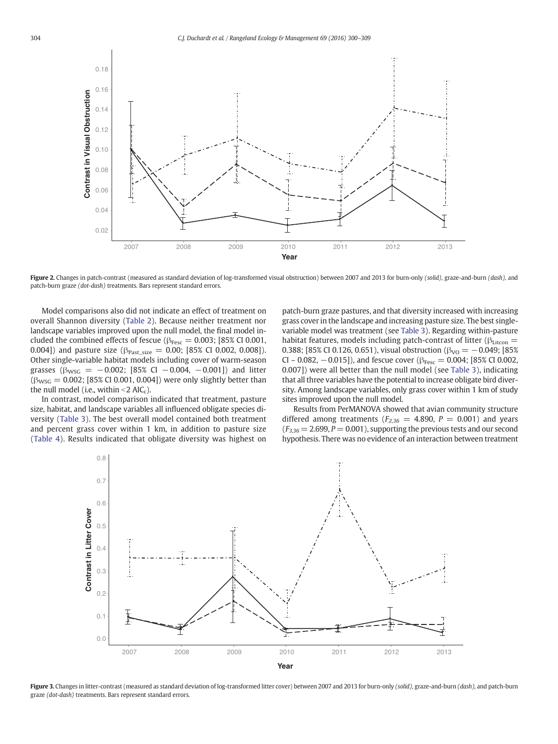Figure 2. Changes in patch-contrast (measured as standard deviation of log-transformed visual obstruction) between 2007 and 2013 for burn-only *(solid)*, graze-and-burn *(dash)*, and patch-burn graze *(dot-dash)* treatments. Bars represent standard errors.

Model comparisons also did not indicate an effect of treatment on overall Shannon diversity (Table 2). Because neither treatment nor landscape variables improved upon the null model, the final model included the combined effects of fescue ($\beta_{Fesc} = 0.003$; [85% CI 0.001, 0.004]) and pasture size ($\beta_{Past\_size} = 0.00$; [85% CI 0.002, 0.008]). Other single-variable habitat models including cover of warm-season grasses ($\beta_{WSG} = -0.002$; [85% CI $-0.004$, $-0.001$]) and litter ($\beta_{WSG} = 0.002$; [85% CI 0.001, 0.004]) were only slightly better than the null model (i.e., within <2 $AIC_c$).

In contrast, model comparison indicated that treatment, pasture size, habitat, and landscape variables all influenced obligate species diversity (Table 3). The best overall model contained both treatment and percent grass cover within 1 km, in addition to pasture size (Table 4). Results indicated that obligate diversity was highest on patch-burn graze pastures, and that diversity increased with increasing grass cover in the landscape and increasing pasture size. The best single-variable model was treatment (see Table 3). Regarding within-pasture habitat features, models including patch-contrast of litter ($\beta_{Litcon} = 0.388$; [85% CI 0.126, 0.651), visual obstruction ($\beta_{VO} = -0.049$; [85% CI – 0.082, $-0.015$]), and fescue cover ($\beta_{Fesc} = 0.004$; [85% CI 0.002, 0.007]) were all better than the null model (see Table 3), indicating that all three variables have the potential to increase obligate bird diversity. Among landscape variables, only grass cover within 1 km of study sites improved upon the null model.

Results from PerMANOVA showed that avian community structure differed among treatments ($F_{2,36} = 4.890$, $P = 0.001$) and years ($F_{3,36} = 2.699$, $P = 0.001$), supporting the previous tests and our second hypothesis. There was no evidence of an interaction between treatment

Figure 3. Changes in litter-contrast (measured as standard deviation of log-transformed litter cover) between 2007 and 2013 for burn-only *(solid)*, graze-and-burn *(dash)*, and patch-burn graze *(dot-dash)* treatments. Bars represent standard errors.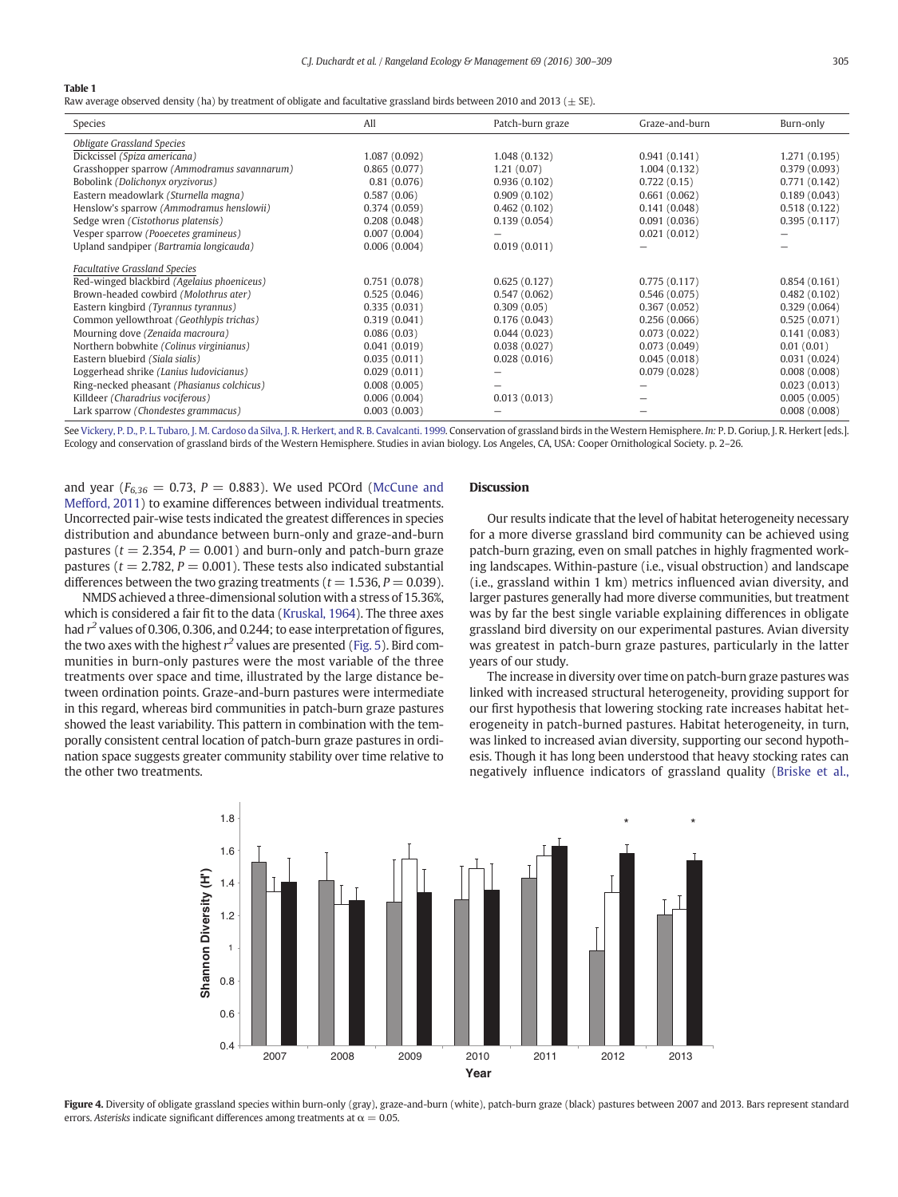**Table 1**
Raw average observed density (ha) by treatment of obligate and facultative grassland birds between 2010 and 2013 (± SE).

| Species | All | Patch-burn graze | Graze-and-burn | Burn-only |
|---|---|---|---|---|
| *Obligate Grassland Species* | | | | |
| Dickcissel *(Spiza americana)* | 1.087 (0.092) | 1.048 (0.132) | 0.941 (0.141) | 1.271 (0.195) |
| Grasshopper sparrow *(Ammodramus savannarum)* | 0.865 (0.077) | 1.21 (0.07) | 1.004 (0.132) | 0.379 (0.093) |
| Bobolink *(Dolichonyx oryzivorus)* | 0.81 (0.076) | 0.936 (0.102) | 0.722 (0.15) | 0.771 (0.142) |
| Eastern meadowlark *(Sturnella magna)* | 0.587 (0.06) | 0.909 (0.102) | 0.661 (0.062) | 0.189 (0.043) |
| Henslow's sparrow *(Ammodramus henslowii)* | 0.374 (0.059) | 0.462 (0.102) | 0.141 (0.048) | 0.518 (0.122) |
| Sedge wren *(Cistothorus platensis)* | 0.208 (0.048) | 0.139 (0.054) | 0.091 (0.036) | 0.395 (0.117) |
| Vesper sparrow *(Pooecetes gramineus)* | 0.007 (0.004) | — | 0.021 (0.012) | — |
| Upland sandpiper *(Bartramia longicauda)* | 0.006 (0.004) | 0.019 (0.011) | — | — |
| *Facultative Grassland Species* | | | | |
| Red-winged blackbird *(Agelaius phoeniceus)* | 0.751 (0.078) | 0.625 (0.127) | 0.775 (0.117) | 0.854 (0.161) |
| Brown-headed cowbird *(Molothrus ater)* | 0.525 (0.046) | 0.547 (0.062) | 0.546 (0.075) | 0.482 (0.102) |
| Eastern kingbird *(Tyrannus tyrannus)* | 0.335 (0.031) | 0.309 (0.05) | 0.367 (0.052) | 0.329 (0.064) |
| Common yellowthroat *(Geothlypis trichas)* | 0.319 (0.041) | 0.176 (0.043) | 0.256 (0.066) | 0.525 (0.071) |
| Mourning dove *(Zenaida macroura)* | 0.086 (0.03) | 0.044 (0.023) | 0.073 (0.022) | 0.141 (0.083) |
| Northern bobwhite *(Colinus virginianus)* | 0.041 (0.019) | 0.038 (0.027) | 0.073 (0.049) | 0.01 (0.01) |
| Eastern bluebird *(Siala sialis)* | 0.035 (0.011) | 0.028 (0.016) | 0.045 (0.018) | 0.031 (0.024) |
| Loggerhead shrike *(Lanius ludovicianus)* | 0.029 (0.011) | — | 0.079 (0.028) | 0.008 (0.008) |
| Ring-necked pheasant *(Phasianus colchicus)* | 0.008 (0.005) | — | — | 0.023 (0.013) |
| Killdeer *(Charadrius vociferous)* | 0.006 (0.004) | 0.013 (0.013) | — | 0.005 (0.005) |
| Lark sparrow *(Chondestes grammacus)* | 0.003 (0.003) | — | — | 0.008 (0.008) |

See Vickery, P. D., P. L. Tubaro, J. M. Cardoso da Silva, J. R. Herkert, and R. B. Cavalcanti. 1999. Conservation of grassland birds in the Western Hemisphere. *In:* P. D. Goriup, J. R. Herkert [eds.]. Ecology and conservation of grassland birds of the Western Hemisphere. Studies in avian biology. Los Angeles, CA, USA: Cooper Ornithological Society. p. 2–26.

and year ($F_{6,36} = 0.73$, $P = 0.883$). We used PCOrd (McCune and Mefford, 2011) to examine differences between individual treatments. Uncorrected pair-wise tests indicated the greatest differences in species distribution and abundance between burn-only and graze-and-burn pastures ($t = 2.354$, $P = 0.001$) and burn-only and patch-burn graze pastures ($t = 2.782$, $P = 0.001$). These tests also indicated substantial differences between the two grazing treatments ($t = 1.536$, $P = 0.039$).

NMDS achieved a three-dimensional solution with a stress of 15.36%, which is considered a fair fit to the data (Kruskal, 1964). The three axes had $r^2$ values of 0.306, 0.306, and 0.244; to ease interpretation of figures, the two axes with the highest $r^2$ values are presented (Fig. 5). Bird communities in burn-only pastures were the most variable of the three treatments over space and time, illustrated by the large distance between ordination points. Graze-and-burn pastures were intermediate in this regard, whereas bird communities in patch-burn graze pastures showed the least variability. This pattern in combination with the temporally consistent central location of patch-burn graze pastures in ordination space suggests greater community stability over time relative to the other two treatments.

## Discussion

Our results indicate that the level of habitat heterogeneity necessary for a more diverse grassland bird community can be achieved using patch-burn grazing, even on small patches in highly fragmented working landscapes. Within-pasture (i.e., visual obstruction) and landscape (i.e., grassland within 1 km) metrics influenced avian diversity, and larger pastures generally had more diverse communities, but treatment was by far the best single variable explaining differences in obligate grassland bird diversity on our experimental pastures. Avian diversity was greatest in patch-burn graze pastures, particularly in the latter years of our study.

The increase in diversity over time on patch-burn graze pastures was linked with increased structural heterogeneity, providing support for our first hypothesis that lowering stocking rate increases habitat heterogeneity in patch-burned pastures. Habitat heterogeneity, in turn, was linked to increased avian diversity, supporting our second hypothesis. Though it has long been understood that heavy stocking rates can negatively influence indicators of grassland quality (Briske et al.,

**Figure 4.** Diversity of obligate grassland species within burn-only (gray), graze-and-burn (white), patch-burn graze (black) pastures between 2007 and 2013. Bars represent standard errors. *Asterisks* indicate significant differences among treatments at $\alpha = 0.05$.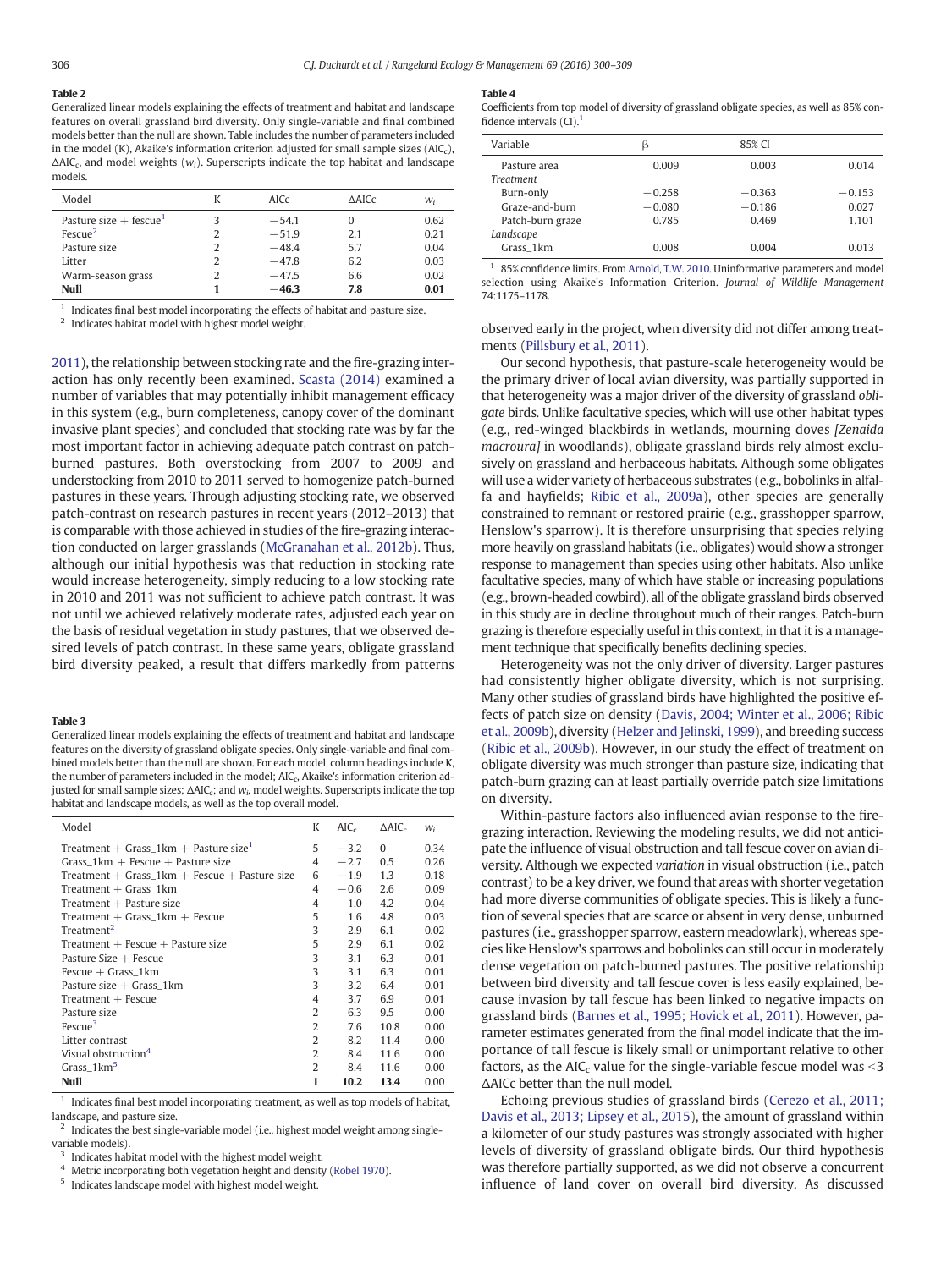**Table 2**
Generalized linear models explaining the effects of treatment and habitat and landscape features on overall grassland bird diversity. Only single-variable and final combined models better than the null are shown. Table includes the number of parameters included in the model (K), Akaike's information criterion adjusted for small sample sizes ($AIC_c$), $\Delta AIC_c$, and model weights ($w_i$). Superscripts indicate the top habitat and landscape models.

| Model | K | AICc | ΔAICc | $w_i$ |
|---|---|---|---|---|
| Pasture size + fescue[1] | 3 | −54.1 | 0 | 0.62 |
| Fescue[2] | 2 | −51.9 | 2.1 | 0.21 |
| Pasture size | 2 | −48.4 | 5.7 | 0.04 |
| Litter | 2 | −47.8 | 6.2 | 0.03 |
| Warm-season grass | 2 | −47.5 | 6.6 | 0.02 |
| **Null** | **1** | **−46.3** | **7.8** | **0.01** |

[1] Indicates final best model incorporating the effects of habitat and pasture size.
[2] Indicates habitat model with highest model weight.

**Table 3**
Generalized linear models explaining the effects of treatment and habitat and landscape features on the diversity of grassland obligate species. Only single-variable and final combined models better than the null are shown. For each model, column headings include K, the number of parameters included in the model; $AIC_c$, Akaike's information criterion adjusted for small sample sizes; $\Delta AIC_c$; and $w_i$, model weights. Superscripts indicate the top habitat and landscape models, as well as the top overall model.

| Model | K | $AIC_c$ | $\Delta AIC_c$ | $w_i$ |
|---|---|---|---|---|
| Treatment + Grass_1km + Pasture size[1] | 5 | −3.2 | 0 | 0.34 |
| Grass_1km + Fescue + Pasture size | 4 | −2.7 | 0.5 | 0.26 |
| Treatment + Grass_1km + Fescue + Pasture size | 6 | −1.9 | 1.3 | 0.18 |
| Treatment + Grass_1km | 4 | −0.6 | 2.6 | 0.09 |
| Treatment + Pasture size | 4 | 1.0 | 4.2 | 0.04 |
| Treatment + Grass_1km + Fescue | 5 | 1.6 | 4.8 | 0.03 |
| Treatment[2] | 3 | 2.9 | 6.1 | 0.02 |
| Treatment + Fescue + Pasture size | 5 | 2.9 | 6.1 | 0.02 |
| Pasture Size + Fescue | 3 | 3.1 | 6.3 | 0.01 |
| Fescue + Grass_1km | 3 | 3.1 | 6.3 | 0.01 |
| Pasture size + Grass_1km | 3 | 3.2 | 6.4 | 0.01 |
| Treatment + Fescue | 4 | 3.7 | 6.9 | 0.01 |
| Pasture size | 2 | 6.3 | 9.5 | 0.00 |
| Fescue[3] | 2 | 7.6 | 10.8 | 0.00 |
| Litter contrast | 2 | 8.2 | 11.4 | 0.00 |
| Visual obstruction[4] | 2 | 8.4 | 11.6 | 0.00 |
| Grass_1km[5] | 2 | 8.4 | 11.6 | 0.00 |
| **Null** | **1** | **10.2** | **13.4** | 0.00 |

[1] Indicates final best model incorporating treatment, as well as top models of habitat, landscape, and pasture size.
[2] Indicates the best single-variable model (i.e., highest model weight among single-variable models).
[3] Indicates habitat model with the highest model weight.
[4] Metric incorporating both vegetation height and density (Robel 1970).
[5] Indicates landscape model with highest model weight.

**Table 4**
Coefficients from top model of diversity of grassland obligate species, as well as 85% confidence intervals (CI).[1]

| Variable | β | 85% CI | |
|---|---|---|---|
| Pasture area | 0.009 | 0.003 | 0.014 |
| *Treatment* | | | |
| Burn-only | −0.258 | −0.363 | −0.153 |
| Graze-and-burn | −0.080 | −0.186 | 0.027 |
| Patch-burn graze | 0.785 | 0.469 | 1.101 |
| *Landscape* | | | |
| Grass_1km | 0.008 | 0.004 | 0.013 |

[1] 85% confidence limits. From Arnold, T.W. 2010. Uninformative parameters and model selection using Akaike's Information Criterion. *Journal of Wildlife Management* 74:1175–1178.

2011), the relationship between stocking rate and the fire-grazing interaction has only recently been examined. Scasta (2014) examined a number of variables that may potentially inhibit management efficacy in this system (e.g., burn completeness, canopy cover of the dominant invasive plant species) and concluded that stocking rate was by far the most important factor in achieving adequate patch contrast on patch-burned pastures. Both overstocking from 2007 to 2009 and understocking from 2010 to 2011 served to homogenize patch-burned pastures in these years. Through adjusting stocking rate, we observed patch-contrast on research pastures in recent years (2012–2013) that is comparable with those achieved in studies of the fire-grazing interaction conducted on larger grasslands (McGranahan et al., 2012b). Thus, although our initial hypothesis was that reduction in stocking rate would increase heterogeneity, simply reducing to a low stocking rate in 2010 and 2011 was not sufficient to achieve patch contrast. It was not until we achieved relatively moderate rates, adjusted each year on the basis of residual vegetation in study pastures, that we observed desired levels of patch contrast. In these same years, obligate grassland bird diversity peaked, a result that differs markedly from patterns observed early in the project, when diversity did not differ among treatments (Pillsbury et al., 2011).

Our second hypothesis, that pasture-scale heterogeneity would be the primary driver of local avian diversity, was partially supported in that heterogeneity was a major driver of the diversity of grassland *obligate* birds. Unlike facultative species, which will use other habitat types (e.g., red-winged blackbirds in wetlands, mourning doves *[Zenaida macroura]* in woodlands), obligate grassland birds rely almost exclusively on grassland and herbaceous habitats. Although some obligates will use a wider variety of herbaceous substrates (e.g., bobolinks in alfalfa and hayfields; Ribic et al., 2009a), other species are generally constrained to remnant or restored prairie (e.g., grasshopper sparrow, Henslow's sparrow). It is therefore unsurprising that species relying more heavily on grassland habitats (i.e., obligates) would show a stronger response to management than species using other habitats. Also unlike facultative species, many of which have stable or increasing populations (e.g., brown-headed cowbird), all of the obligate grassland birds observed in this study are in decline throughout much of their ranges. Patch-burn grazing is therefore especially useful in this context, in that it is a management technique that specifically benefits declining species.

Heterogeneity was not the only driver of diversity. Larger pastures had consistently higher obligate diversity, which is not surprising. Many other studies of grassland birds have highlighted the positive effects of patch size on density (Davis, 2004; Winter et al., 2006; Ribic et al., 2009b), diversity (Helzer and Jelinski, 1999), and breeding success (Ribic et al., 2009b). However, in our study the effect of treatment on obligate diversity was much stronger than pasture size, indicating that patch-burn grazing can at least partially override patch size limitations on diversity.

Within-pasture factors also influenced avian response to the fire-grazing interaction. Reviewing the modeling results, we did not anticipate the influence of visual obstruction and tall fescue cover on avian diversity. Although we expected *variation* in visual obstruction (i.e., patch contrast) to be a key driver, we found that areas with shorter vegetation had more diverse communities of obligate species. This is likely a function of several species that are scarce or absent in very dense, unburned pastures (i.e., grasshopper sparrow, eastern meadowlark), whereas species like Henslow's sparrows and bobolinks can still occur in moderately dense vegetation on patch-burned pastures. The positive relationship between bird diversity and tall fescue cover is less easily explained, because invasion by tall fescue has been linked to negative impacts on grassland birds (Barnes et al., 1995; Hovick et al., 2011). However, parameter estimates generated from the final model indicate that the importance of tall fescue is likely small or unimportant relative to other factors, as the $AIC_c$ value for the single-variable fescue model was <3 ΔAICc better than the null model.

Echoing previous studies of grassland birds (Cerezo et al., 2011; Davis et al., 2013; Lipsey et al., 2015), the amount of grassland within a kilometer of our study pastures was strongly associated with higher levels of diversity of grassland obligate birds. Our third hypothesis was therefore partially supported, as we did not observe a concurrent influence of land cover on overall bird diversity. As discussed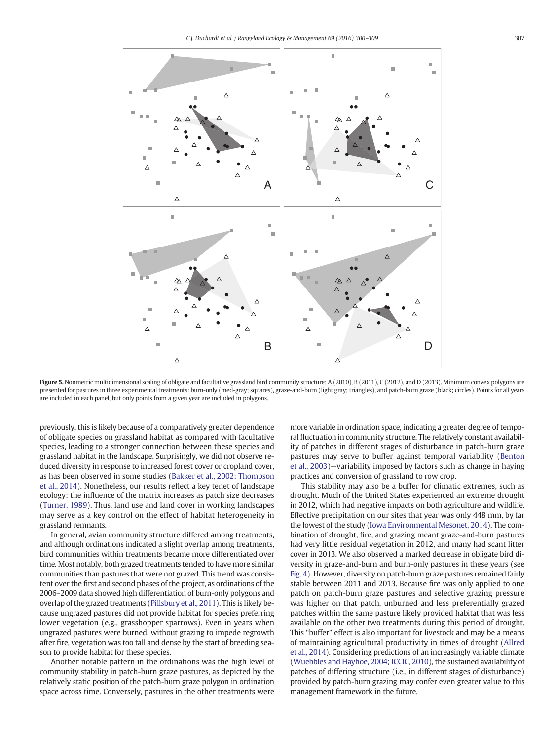A

C

B

D

**Figure 5.** Nonmetric multidimensional scaling of obligate and facultative grassland bird community structure: A (2010), B (2011), C (2012), and D (2013). Minimum convex polygons are presented for pastures in three experimental treatments: burn-only (med-gray; squares), graze-and-burn (light gray; triangles), and patch-burn graze (black; circles). Points for all years are included in each panel, but only points from a given year are included in polygons.

previously, this is likely because of a comparatively greater dependence of obligate species on grassland habitat as compared with facultative species, leading to a stronger connection between these species and grassland habitat in the landscape. Surprisingly, we did not observe reduced diversity in response to increased forest cover or cropland cover, as has been observed in some studies (Bakker et al., 2002; Thompson et al., 2014). Nonetheless, our results reflect a key tenet of landscape ecology: the influence of the matrix increases as patch size decreases (Turner, 1989). Thus, land use and land cover in working landscapes may serve as a key control on the effect of habitat heterogeneity in grassland remnants.

In general, avian community structure differed among treatments, and although ordinations indicated a slight overlap among treatments, bird communities within treatments became more differentiated over time. Most notably, both grazed treatments tended to have more similar communities than pastures that were not grazed. This trend was consistent over the first and second phases of the project, as ordinations of the 2006–2009 data showed high differentiation of burn-only polygons and overlap of the grazed treatments (Pillsbury et al., 2011). This is likely because ungrazed pastures did not provide habitat for species preferring lower vegetation (e.g., grasshopper sparrows). Even in years when ungrazed pastures were burned, without grazing to impede regrowth after fire, vegetation was too tall and dense by the start of breeding season to provide habitat for these species.

Another notable pattern in the ordinations was the high level of community stability in patch-burn graze pastures, as depicted by the relatively static position of the patch-burn graze polygon in ordination space across time. Conversely, pastures in the other treatments were more variable in ordination space, indicating a greater degree of temporal fluctuation in community structure. The relatively constant availability of patches in different stages of disturbance in patch-burn graze pastures may serve to buffer against temporal variability (Benton et al., 2003)—variability imposed by factors such as change in haying practices and conversion of grassland to row crop.

This stability may also be a buffer for climatic extremes, such as drought. Much of the United States experienced an extreme drought in 2012, which had negative impacts on both agriculture and wildlife. Effective precipitation on our sites that year was only 448 mm, by far the lowest of the study (Iowa Environmental Mesonet, 2014). The combination of drought, fire, and grazing meant graze-and-burn pastures had very little residual vegetation in 2012, and many had scant litter cover in 2013. We also observed a marked decrease in obligate bird diversity in graze-and-burn and burn-only pastures in these years (see Fig. 4). However, diversity on patch-burn graze pastures remained fairly stable between 2011 and 2013. Because fire was only applied to one patch on patch-burn graze pastures and selective grazing pressure was higher on that patch, unburned and less preferentially grazed patches within the same pasture likely provided habitat that was less available on the other two treatments during this period of drought. This "buffer" effect is also important for livestock and may be a means of maintaining agricultural productivity in times of drought (Allred et al., 2014). Considering predictions of an increasingly variable climate (Wuebbles and Hayhoe, 2004; ICCIC, 2010), the sustained availability of patches of differing structure (i.e., in different stages of disturbance) provided by patch-burn grazing may confer even greater value to this management framework in the future.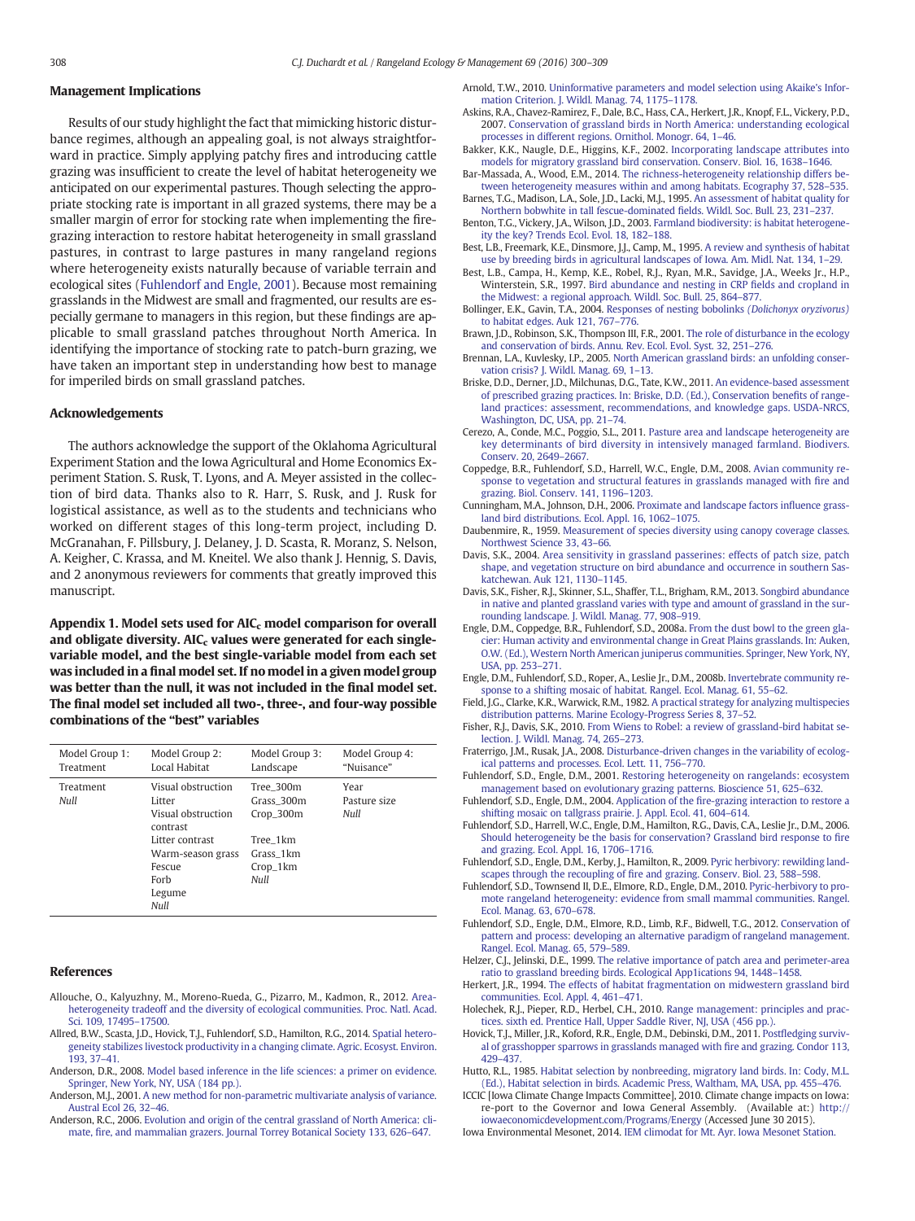## Management Implications

Results of our study highlight the fact that mimicking historic disturbance regimes, although an appealing goal, is not always straightforward in practice. Simply applying patchy fires and introducing cattle grazing was insufficient to create the level of habitat heterogeneity we anticipated on our experimental pastures. Though selecting the appropriate stocking rate is important in all grazed systems, there may be a smaller margin of error for stocking rate when implementing the fire-grazing interaction to restore habitat heterogeneity in small grassland pastures, in contrast to large pastures in many rangeland regions where heterogeneity exists naturally because of variable terrain and ecological sites (Fuhlendorf and Engle, 2001). Because most remaining grasslands in the Midwest are small and fragmented, our results are especially germane to managers in this region, but these findings are applicable to small grassland patches throughout North America. In identifying the importance of stocking rate to patch-burn grazing, we have taken an important step in understanding how best to manage for imperiled birds on small grassland patches.

## Acknowledgements

The authors acknowledge the support of the Oklahoma Agricultural Experiment Station and the Iowa Agricultural and Home Economics Experiment Station. S. Rusk, T. Lyons, and A. Meyer assisted in the collection of bird data. Thanks also to R. Harr, S. Rusk, and J. Rusk for logistical assistance, as well as to the students and technicians who worked on different stages of this long-term project, including D. McGranahan, F. Pillsbury, J. Delaney, J. D. Scasta, R. Moranz, S. Nelson, A. Keigher, C. Krassa, and M. Kneitel. We also thank J. Hennig, S. Davis, and 2 anonymous reviewers for comments that greatly improved this manuscript.

## Appendix 1. Model sets used for $AIC_c$ model comparison for overall and obligate diversity. $AIC_c$ values were generated for each single-variable model, and the best single-variable model from each set was included in a final model set. If no model in a given model group was better than the null, it was not included in the final model set. The final model set included all two-, three-, and four-way possible combinations of the "best" variables

| Model Group 1: Treatment | Model Group 2: Local Habitat | Model Group 3: Landscape | Model Group 4: "Nuisance" |
|---|---|---|---|
| Treatment | Visual obstruction | Tree_300m | Year |
| *Null* | Litter | Grass_300m | Pasture size |
| | Visual obstruction contrast | Crop_300m | *Null* |
| | Litter contrast | Tree_1km | |
| | Warm-season grass | Grass_1km | |
| | Fescue | Crop_1km | |
| | Forb | *Null* | |
| | Legume | | |
| | *Null* | | |

## References

Allouche, O., Kalyuzhny, M., Moreno-Rueda, G., Pizarro, M., Kadmon, R., 2012. Area-heterogeneity tradeoff and the diversity of ecological communities. Proc. Natl. Acad. Sci. 109, 17495–17500.

Allred, B.W., Scasta, J.D., Hovick, T.J., Fuhlendorf, S.D., Hamilton, R.G., 2014. Spatial heterogeneity stabilizes livestock productivity in a changing climate. Agric. Ecosyst. Environ. 193, 37–41.

Anderson, D.R., 2008. Model based inference in the life sciences: a primer on evidence. Springer, New York, NY, USA (184 pp.).

Anderson, M.J., 2001. A new method for non-parametric multivariate analysis of variance. Austral Ecol 26, 32–46.

Anderson, R.C., 2006. Evolution and origin of the central grassland of North America: climate, fire, and mammalian grazers. Journal Torrey Botanical Society 133, 626–647.

Arnold, T.W., 2010. Uninformative parameters and model selection using Akaike's Information Criterion. J. Wildl. Manag. 74, 1175–1178.

Askins, R.A., Chavez-Ramirez, F., Dale, B.C., Haas, C.A., Herkert, J.R., Knopf, F.L., Vickery, P.D., 2007. Conservation of grassland birds in North America: understanding ecological processes in different regions. Ornithol. Monogr. 64, 1–46.

Bakker, K.K., Naugle, D.E., Higgins, K.F., 2002. Incorporating landscape attributes into models for migratory grassland bird conservation. Conserv. Biol. 16, 1638–1646.

Bar-Massada, A., Wood, E.M., 2014. The richness-heterogeneity relationship differs between heterogeneity measures within and among habitats. Ecography 37, 528–535.

Barnes, T.G., Madison, L.A., Sole, J.D., Lacki, M.J., 1995. An assessment of habitat quality for Northern bobwhite in tall fescue-dominated fields. Wildl. Soc. Bull. 23, 231–237.

Benton, T.G., Vickery, J.A., Wilson, J.D., 2003. Farmland biodiversity: is habitat heterogeneity the key? Trends Ecol. Evol. 18, 182–188.

Best, L.B., Freemark, K.E., Dinsmore, J.J., Camp, M., 1995. A review and synthesis of habitat use by breeding birds in agricultural landscapes of Iowa. Am. Midl. Nat. 134, 1–29.

Best, L.B., Campa, H., Kemp, K.E., Robel, R.J., Ryan, M.R., Savidge, J.A., Weeks Jr., H.P., Winterstein, S.R., 1997. Bird abundance and nesting in CRP fields and cropland in the Midwest: a regional approach. Wildl. Soc. Bull. 25, 864–877.

Bollinger, E.K., Gavin, T.A., 2004. Responses of nesting bobolinks *(Dolichonyx oryzivorus)* to habitat edges. Auk 121, 767–776.

Brawn, J.D., Robinson, S.K., Thompson III, F.R., 2001. The role of disturbance in the ecology and conservation of birds. Annu. Rev. Ecol. Evol. Syst. 32, 251–276.

Brennan, L.A., Kuvlesky, I.P., 2005. North American grassland birds: an unfolding conservation crisis? J. Wildl. Manag. 69, 1–13.

Briske, D.D., Derner, J.D., Milchunas, D.G., Tate, K.W., 2011. An evidence-based assessment of prescribed grazing practices. In: Briske, D.D. (Ed.), Conservation benefits of rangeland practices: assessment, recommendations, and knowledge gaps. USDA-NRCS, Washington, DC, USA, pp. 21–74.

Cerezo, A., Conde, M.C., Poggio, S.L., 2011. Pasture area and landscape heterogeneity are key determinants of bird diversity in intensively managed farmland. Biodivers. Conserv. 20, 2649–2667.

Coppedge, B.R., Fuhlendorf, S.D., Harrell, W.C., Engle, D.M., 2008. Avian community response to vegetation and structural features in grasslands managed with fire and grazing. Biol. Conserv. 141, 1196–1203.

Cunningham, M.A., Johnson, D.H., 2006. Proximate and landscape factors influence grassland bird distributions. Ecol. Appl. 16, 1062–1075.

Daubenmire, R., 1959. Measurement of species diversity using canopy coverage classes. Northwest Science 33, 43–66.

Davis, S.K., 2004. Area sensitivity in grassland passerines: effects of patch size, patch shape, and vegetation structure on bird abundance and occurrence in southern Saskatchewan. Auk 121, 1130–1145.

Davis, S.K., Fisher, R.J., Skinner, S.L., Shaffer, T.L., Brigham, R.M., 2013. Songbird abundance in native and planted grassland varies with type and amount of grassland in the surrounding landscape. J. Wildl. Manag. 77, 908–919.

Engle, D.M., Coppedge, B.R., Fuhlendorf, S.D., 2008a. From the dust bowl to the green glacier: Human activity and environmental change in Great Plains grasslands. In: Auken, O.W. (Ed.), Western North American juniperus communities. Springer, New York, NY, USA, pp. 253–271.

Engle, D.M., Fuhlendorf, S.D., Roper, A., Leslie Jr., D.M., 2008b. Invertebrate community response to a shifting mosaic of habitat. Rangel. Ecol. Manag. 61, 55–62.

Field, J.G., Clarke, K.R., Warwick, R.M., 1982. A practical strategy for analyzing multispecies distribution patterns. Marine Ecology-Progress Series 8, 37–52.

Fisher, R.J., Davis, S.K., 2010. From Wiens to Robel: a review of grassland-bird habitat selection. J. Wildl. Manag. 74, 265–273.

Fraterrigo, J.M., Rusak, J.A., 2008. Disturbance-driven changes in the variability of ecological patterns and processes. Ecol. Lett. 11, 756–770.

Fuhlendorf, S.D., Engle, D.M., 2001. Restoring heterogeneity on rangelands: ecosystem management based on evolutionary grazing patterns. Bioscience 51, 625–632.

Fuhlendorf, S.D., Engle, D.M., 2004. Application of the fire-grazing interaction to restore a shifting mosaic on tallgrass prairie. J. Appl. Ecol. 41, 604–614.

Fuhlendorf, S.D., Harrell, W.C., Engle, D.M., Hamilton, R.G., Davis, C.A., Leslie Jr., D.M., 2006. Should heterogeneity be the basis for conservation? Grassland bird response to fire and grazing. Ecol. Appl. 16, 1706–1716.

Fuhlendorf, S.D., Engle, D.M., Kerby, J., Hamilton, R., 2009. Pyric herbivory: rewilding landscapes through the recoupling of fire and grazing. Conserv. Biol. 23, 588–598.

Fuhlendorf, S.D., Townsend II, D.E., Elmore, R.D., Engle, D.M., 2010. Pyric-herbivory to promote rangeland heterogeneity: evidence from small mammal communities. Rangel. Ecol. Manag. 63, 670–678.

Fuhlendorf, S.D., Engle, D.M., Elmore, R.D., Limb, R.F., Bidwell, T.G., 2012. Conservation of pattern and process: developing an alternative paradigm of rangeland management. Rangel. Ecol. Manag. 65, 579–589.

Helzer, C.J., Jelinski, D.E., 1999. The relative importance of patch area and perimeter-area ratio to grassland breeding birds. Ecological App1ications 94, 1448–1458.

Herkert, J.R., 1994. The effects of habitat fragmentation on midwestern grassland bird communities. Ecol. Appl. 4, 461–471.

Holechek, R.J., Pieper, R.D., Herbel, C.H., 2010. Range management: principles and practices. sixth ed. Prentice Hall, Upper Saddle River, NJ, USA (456 pp.).

Hovick, T.J., Miller, J.R., Koford, R.R., Engle, D.M., Debinski, D.M., 2011. Postfledging survival of grasshopper sparrows in grasslands managed with fire and grazing. Condor 113, 429–437.

Hutto, R.L., 1985. Habitat selection by nonbreeding, migratory land birds. In: Cody, M.L. (Ed.), Habitat selection in birds. Academic Press, Waltham, MA, USA, pp. 455–476.

ICCIC [Iowa Climate Change Impacts Committee], 2010. Climate change impacts on Iowa: re-port to the Governor and Iowa General Assembly. (Available at:) http://iowaeconomicdevelopment.com/Programs/Energy (Accessed June 30 2015).

Iowa Environmental Mesonet, 2014. IEM climodat for Mt. Ayr. Iowa Mesonet Station.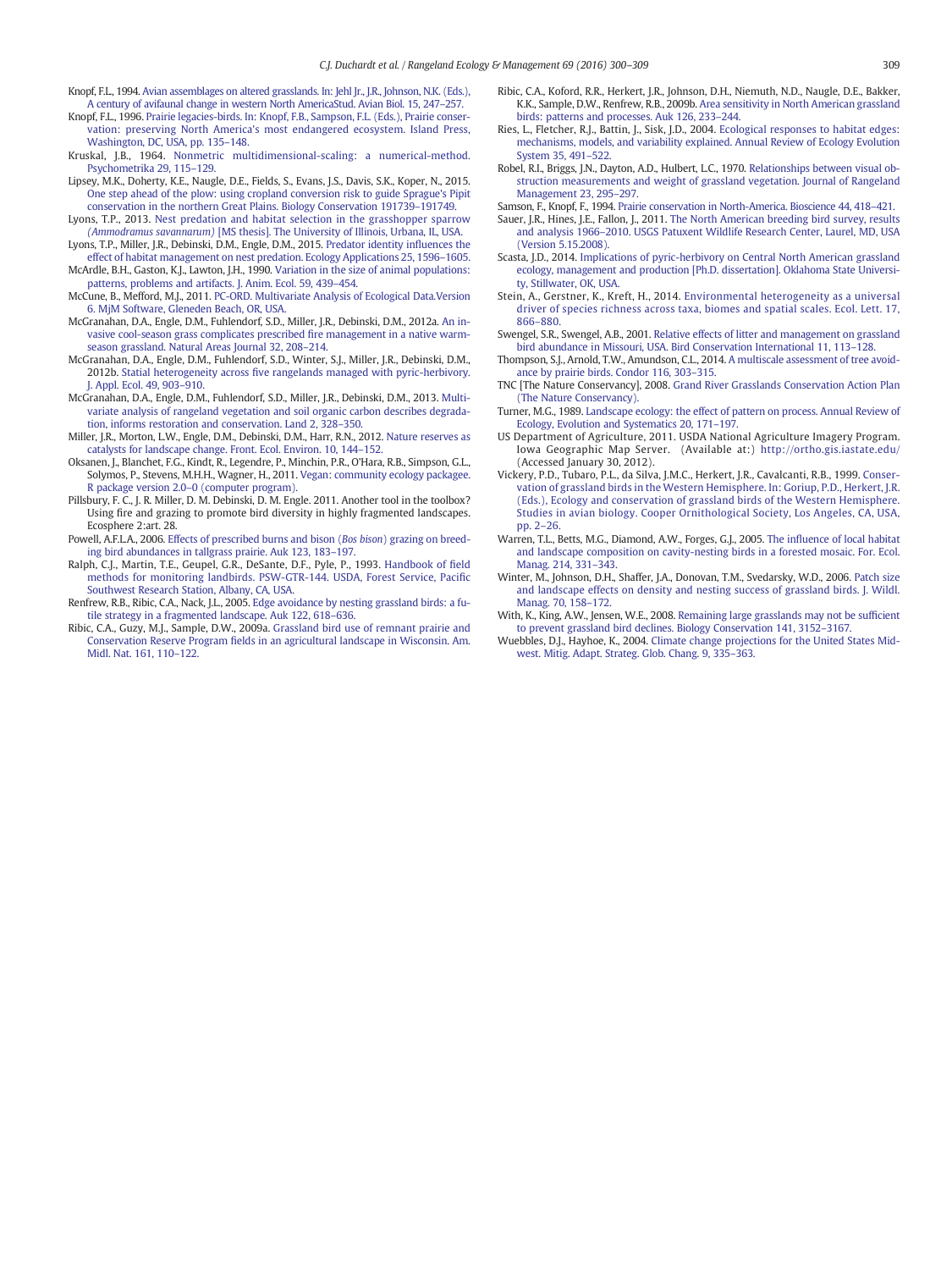Knopf, F.L., 1994. Avian assemblages on altered grasslands. In: Jehl Jr., J.R., Johnson, N.K. (Eds.), A century of avifaunal change in western North AmericaStud. Avian Biol. 15, 247–257.

Knopf, F.L., 1996. Prairie legacies-birds. In: Knopf, F.B., Sampson, F.L. (Eds.), Prairie conservation: preserving North America's most endangered ecosystem. Island Press, Washington, DC, USA, pp. 135–148.

Kruskal, J.B., 1964. Nonmetric multidimensional-scaling: a numerical-method. Psychometrika 29, 115–129.

Lipsey, M.K., Doherty, K.E., Naugle, D.E., Fields, S., Evans, J.S., Davis, S.K., Koper, N., 2015. One step ahead of the plow: using cropland conversion risk to guide Sprague's Pipit conservation in the northern Great Plains. Biology Conservation 191739–191749.

Lyons, T.P., 2013. Nest predation and habitat selection in the grasshopper sparrow (*Ammodramus savannarum*) [MS thesis]. The University of Illinois, Urbana, IL, USA.

Lyons, T.P., Miller, J.R., Debinski, D.M., Engle, D.M., 2015. Predator identity influences the effect of habitat management on nest predation. Ecology Applications 25, 1596–1605.

McArdle, B.H., Gaston, K.J., Lawton, J.H., 1990. Variation in the size of animal populations: patterns, problems and artifacts. J. Anim. Ecol. 59, 439–454.

McCune, B., Mefford, M.J., 2011. PC-ORD. Multivariate Analysis of Ecological Data.Version 6. MjM Software, Gleneden Beach, OR, USA.

McGranahan, D.A., Engle, D.M., Fuhlendorf, S.D., Miller, J.R., Debinski, D.M., 2012a. An invasive cool-season grass complicates prescribed fire management in a native warm-season grassland. Natural Areas Journal 32, 208–214.

McGranahan, D.A., Engle, D.M., Fuhlendorf, S.D., Winter, S.J., Miller, J.R., Debinski, D.M., 2012b. Statial heterogeneity across five rangelands managed with pyric-herbivory. J. Appl. Ecol. 49, 903–910.

McGranahan, D.A., Engle, D.M., Fuhlendorf, S.D., Miller, J.R., Debinski, D.M., 2013. Multivariate analysis of rangeland vegetation and soil organic carbon describes degradation, informs restoration and conservation. Land 2, 328–350.

Miller, J.R., Morton, L.W., Engle, D.M., Debinski, D.M., Harr, R.N., 2012. Nature reserves as catalysts for landscape change. Front. Ecol. Environ. 10, 144–152.

Oksanen, J., Blanchet, F.G., Kindt, R., Legendre, P., Minchin, P.R., O'Hara, R.B., Simpson, G.L., Solymos, P., Stevens, M.H.H., Wagner, H., 2011. Vegan: community ecology packagee. R package version 2.0–0 (computer program).

Pillsbury, F. C., J. R. Miller, D. M. Debinski, D. M. Engle. 2011. Another tool in the toolbox? Using fire and grazing to promote bird diversity in highly fragmented landscapes. Ecosphere 2:art. 28.

Powell, A.F.L.A., 2006. Effects of prescribed burns and bison (*Bos bison*) grazing on breeding bird abundances in tallgrass prairie. Auk 123, 183–197.

Ralph, C.J., Martin, T.E., Geupel, G.R., DeSante, D.F., Pyle, P., 1993. Handbook of field methods for monitoring landbirds. PSW-GTR-144. USDA, Forest Service, Pacific Southwest Research Station, Albany, CA, USA.

Renfrew, R.B., Ribic, C.A., Nack, J.L., 2005. Edge avoidance by nesting grassland birds: a futile strategy in a fragmented landscape. Auk 122, 618–636.

Ribic, C.A., Guzy, M.J., Sample, D.W., 2009a. Grassland bird use of remnant prairie and Conservation Reserve Program fields in an agricultural landscape in Wisconsin. Am. Midl. Nat. 161, 110–122.

Ribic, C.A., Koford, R.R., Herkert, J.R., Johnson, D.H., Niemuth, N.D., Naugle, D.E., Bakker, K.K., Sample, D.W., Renfrew, R.B., 2009b. Area sensitivity in North American grassland birds: patterns and processes. Auk 126, 233–244.

Ries, L., Fletcher, R.J., Battin, J., Sisk, J.D., 2004. Ecological responses to habitat edges: mechanisms, models, and variability explained. Annual Review of Ecology Evolution System 35, 491–522.

Robel, R.I., Briggs, J.N., Dayton, A.D., Hulbert, L.C., 1970. Relationships between visual obstruction measurements and weight of grassland vegetation. Journal of Rangeland Management 23, 295–297.

Samson, F., Knopf, F., 1994. Prairie conservation in North-America. Bioscience 44, 418–421.

Sauer, J.R., Hines, J.E., Fallon, J., 2011. The North American breeding bird survey, results and analysis 1966–2010. USGS Patuxent Wildlife Research Center, Laurel, MD, USA (Version 5.15.2008).

Scasta, J.D., 2014. Implications of pyric-herbivory on Central North American grassland ecology, management and production [Ph.D. dissertation]. Oklahoma State University, Stillwater, OK, USA.

Stein, A., Gerstner, K., Kreft, H., 2014. Environmental heterogeneity as a universal driver of species richness across taxa, biomes and spatial scales. Ecol. Lett. 17, 866–880.

Swengel, S.R., Swengel, A.B., 2001. Relative effects of litter and management on grassland bird abundance in Missouri, USA. Bird Conservation International 11, 113–128.

Thompson, S.J., Arnold, T.W., Amundson, C.L., 2014. A multiscale assessment of tree avoidance by prairie birds. Condor 116, 303–315.

TNC [The Nature Conservancy], 2008. Grand River Grasslands Conservation Action Plan (The Nature Conservancy).

Turner, M.G., 1989. Landscape ecology: the effect of pattern on process. Annual Review of Ecology, Evolution and Systematics 20, 171–197.

US Department of Agriculture, 2011. USDA National Agriculture Imagery Program. Iowa Geographic Map Server. (Available at:) http://ortho.gis.iastate.edu/ (Accessed January 30, 2012).

Vickery, P.D., Tubaro, P.L., da Silva, J.M.C., Herkert, J.R., Cavalcanti, R.B., 1999. Conservation of grassland birds in the Western Hemisphere. In: Goriup, P.D., Herkert, J.R. (Eds.), Ecology and conservation of grassland birds of the Western Hemisphere. Studies in avian biology. Cooper Ornithological Society, Los Angeles, CA, USA, pp. 2–26.

Warren, T.L., Betts, M.G., Diamond, A.W., Forges, G.J., 2005. The influence of local habitat and landscape composition on cavity-nesting birds in a forested mosaic. For. Ecol. Manag. 214, 331–343.

Winter, M., Johnson, D.H., Shaffer, J.A., Donovan, T.M., Svedarsky, W.D., 2006. Patch size and landscape effects on density and nesting success of grassland birds. J. Wildl. Manag. 70, 158–172.

With, K., King, A.W., Jensen, W.E., 2008. Remaining large grasslands may not be sufficient to prevent grassland bird declines. Biology Conservation 141, 3152–3167.

Wuebbles, D.J., Hayhoe, K., 2004. Climate change projections for the United States Midwest. Mitig. Adapt. Strateg. Glob. Chang. 9, 335–363.